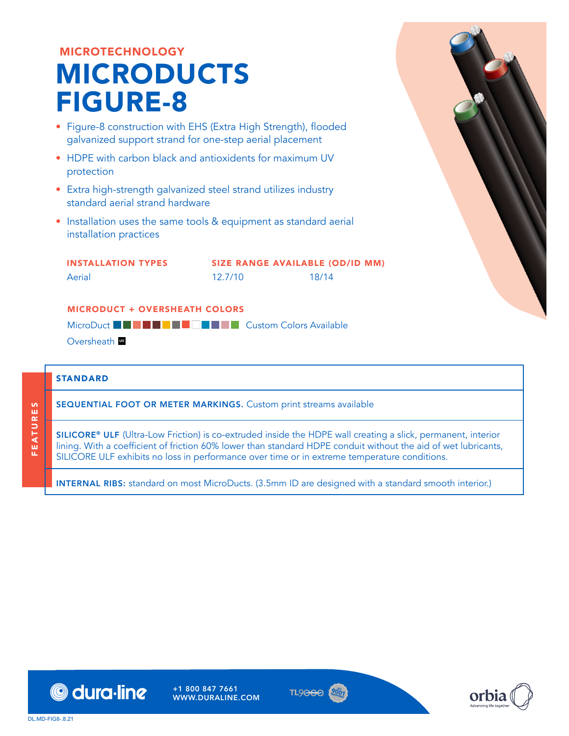MICROTECHNOLOGY

# MICRODUCTS FIGURE-8

- Figure-8 construction with EHS (Extra High Strength), flooded galvanized support strand for one-step aerial placement
- HDPE with carbon black and antioxidents for maximum UV protection
- Extra high-strength galvanized steel strand utilizes industry standard aerial strand hardware
- Installation uses the same tools & equipment as standard aerial installation practices

| INSTALLATION TYPES | SIZE RANGE AVAILABLE (OD/ID MM) | |
|---|---|---|
| Aerial | 12.7/10 | 18/14 |

**MICRODUCT + OVERSHEATH COLORS**

MicroDuct Custom Colors Available

Oversheath UV

## FEATURES

**STANDARD**

**SEQUENTIAL FOOT OR METER MARKINGS.** Custom print streams available

**SILICORE® ULF** (Ultra-Low Friction) is co-extruded inside the HDPE wall creating a slick, permanent, interior lining. With a coefficient of friction 60% lower than standard HDPE conduit without the aid of wet lubricants, SILICORE ULF exhibits no loss in performance over time or in extreme temperature conditions.

**INTERNAL RIBS:** standard on most MicroDucts. (3.5mm ID are designed with a standard smooth interior.)

dura-line +1 800 847 7661 WWW.DURALINE.COM

DL.MD-FIG8-.8.21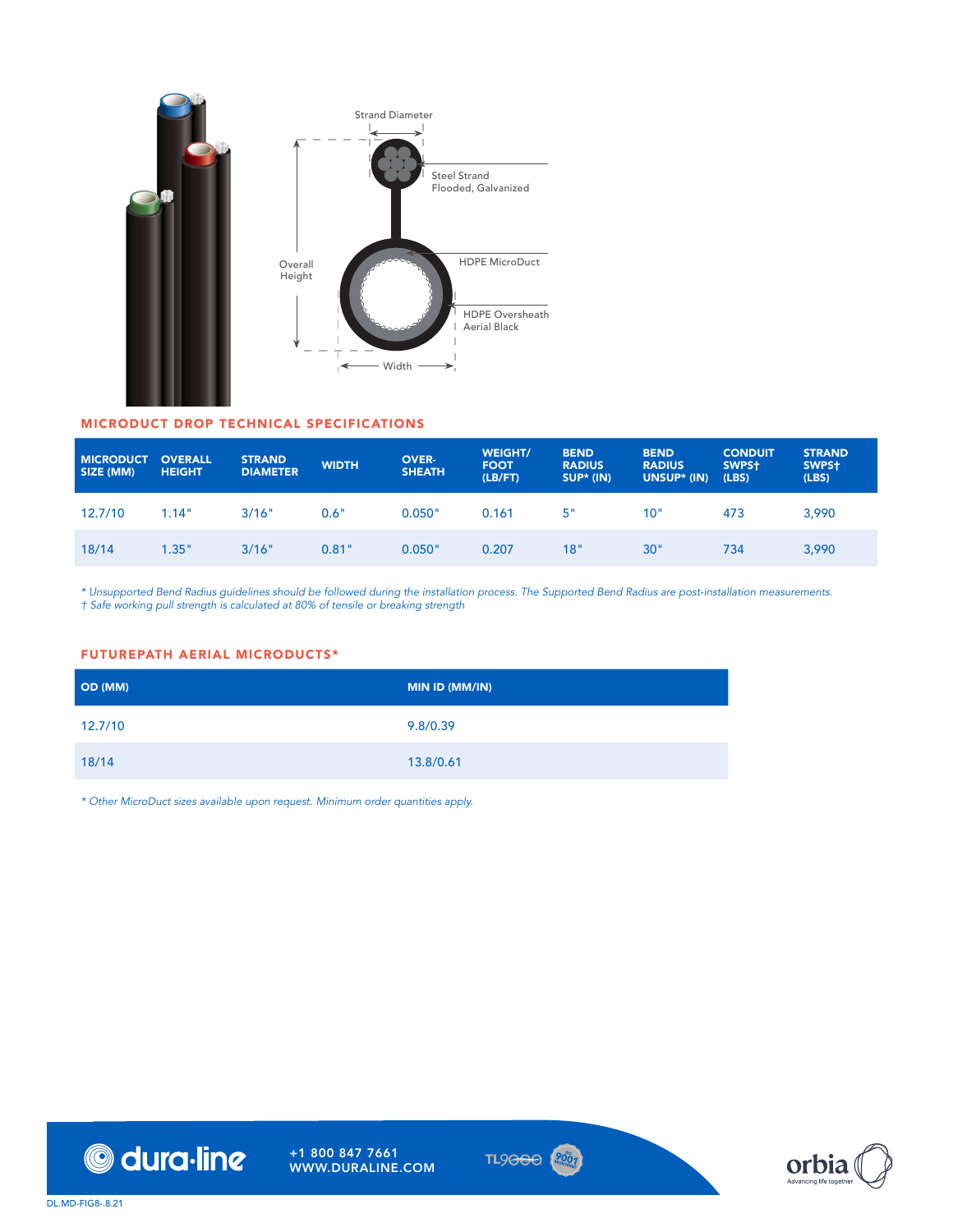Strand Diameter

Steel Strand
Flooded, Galvanized

Overall
Height

HDPE MicroDuct

HDPE Oversheath
Aerial Black

Width

## MICRODUCT DROP TECHNICAL SPECIFICATIONS

| MICRODUCT SIZE (MM) | OVERALL HEIGHT | STRAND DIAMETER | WIDTH | OVER-SHEATH | WEIGHT/ FOOT (LB/FT) | BEND RADIUS SUP* (IN) | BEND RADIUS UNSUP* (IN) | CONDUIT SWPS† (LBS) | STRAND SWPS† (LBS) |
|---|---|---|---|---|---|---|---|---|---|
| 12.7/10 | 1.14" | 3/16" | 0.6" | 0.050" | 0.161 | 5" | 10" | 473 | 3,990 |
| 18/14 | 1.35" | 3/16" | 0.81" | 0.050" | 0.207 | 18" | 30" | 734 | 3,990 |

*\* Unsupported Bend Radius guidelines should be followed during the installation process. The Supported Bend Radius are post-installation measurements.*
*† Safe working pull strength is calculated at 80% of tensile or breaking strength*

## FUTUREPATH AERIAL MICRODUCTS*

| OD (MM) | MIN ID (MM/IN) |
|---|---|
| 12.7/10 | 9.8/0.39 |
| 18/14 | 13.8/0.61 |

*\* Other MicroDuct sizes available upon request. Minimum order quantities apply.*

dura·line

+1 800 847 7661
WWW.DURALINE.COM

TL9000

orbia
Advancing life together

DL.MD-FIG8-.8.21